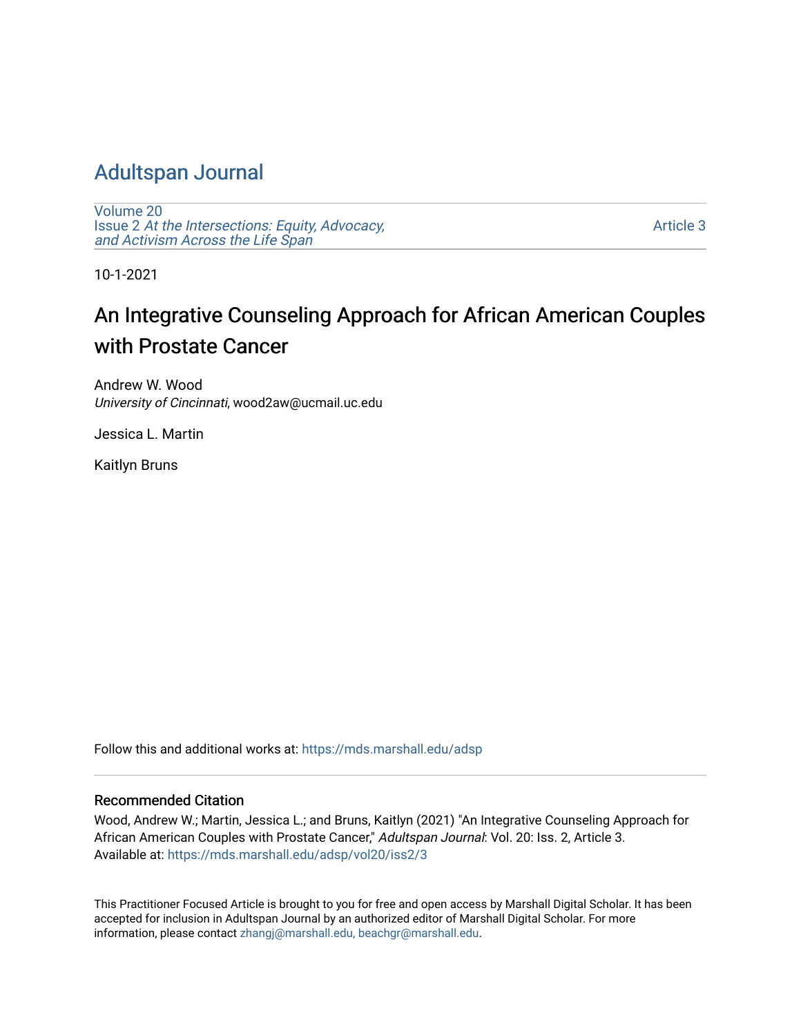# Adultspan Journal

Volume 20
Issue 2 *At the Intersections: Equity, Advocacy, and Activism Across the Life Span*

Article 3

10-1-2021

## An Integrative Counseling Approach for African American Couples with Prostate Cancer

Andrew W. Wood
*University of Cincinnati*, wood2aw@ucmail.uc.edu

Jessica L. Martin

Kaitlyn Bruns

Follow this and additional works at: https://mds.marshall.edu/adsp

### Recommended Citation

Wood, Andrew W.; Martin, Jessica L.; and Bruns, Kaitlyn (2021) "An Integrative Counseling Approach for African American Couples with Prostate Cancer," *Adultspan Journal*: Vol. 20: Iss. 2, Article 3.
Available at: https://mds.marshall.edu/adsp/vol20/iss2/3

This Practitioner Focused Article is brought to you for free and open access by Marshall Digital Scholar. It has been accepted for inclusion in Adultspan Journal by an authorized editor of Marshall Digital Scholar. For more information, please contact zhangj@marshall.edu, beachgr@marshall.edu.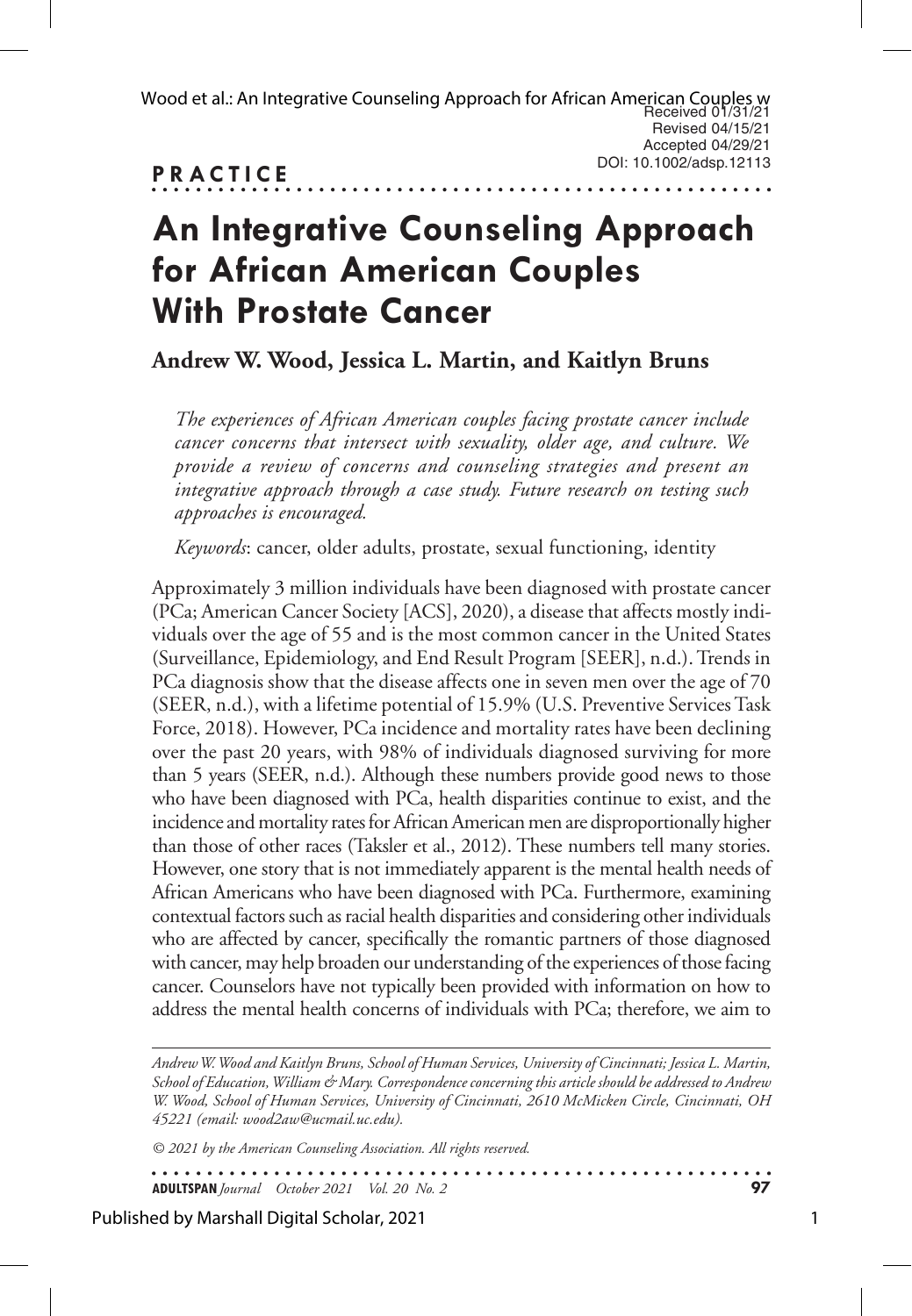Received 01/31/21
Revised 04/15/21
Accepted 04/29/21
DOI: 10.1002/adsp.12113

**PRACTICE**

# An Integrative Counseling Approach for African American Couples With Prostate Cancer

**Andrew W. Wood, Jessica L. Martin, and Kaitlyn Bruns**

*The experiences of African American couples facing prostate cancer include cancer concerns that intersect with sexuality, older age, and culture. We provide a review of concerns and counseling strategies and present an integrative approach through a case study. Future research on testing such approaches is encouraged.*

*Keywords*: cancer, older adults, prostate, sexual functioning, identity

Approximately 3 million individuals have been diagnosed with prostate cancer (PCa; American Cancer Society [ACS], 2020), a disease that affects mostly individuals over the age of 55 and is the most common cancer in the United States (Surveillance, Epidemiology, and End Result Program [SEER], n.d.). Trends in PCa diagnosis show that the disease affects one in seven men over the age of 70 (SEER, n.d.), with a lifetime potential of 15.9% (U.S. Preventive Services Task Force, 2018). However, PCa incidence and mortality rates have been declining over the past 20 years, with 98% of individuals diagnosed surviving for more than 5 years (SEER, n.d.). Although these numbers provide good news to those who have been diagnosed with PCa, health disparities continue to exist, and the incidence and mortality rates for African American men are disproportionally higher than those of other races (Taksler et al., 2012). These numbers tell many stories. However, one story that is not immediately apparent is the mental health needs of African Americans who have been diagnosed with PCa. Furthermore, examining contextual factors such as racial health disparities and considering other individuals who are affected by cancer, specifically the romantic partners of those diagnosed with cancer, may help broaden our understanding of the experiences of those facing cancer. Counselors have not typically been provided with information on how to address the mental health concerns of individuals with PCa; therefore, we aim to

*Andrew W. Wood and Kaitlyn Bruns, School of Human Services, University of Cincinnati; Jessica L. Martin, School of Education, William & Mary. Correspondence concerning this article should be addressed to Andrew W. Wood, School of Human Services, University of Cincinnati, 2610 McMicken Circle, Cincinnati, OH 45221 (email: wood2aw@ucmail.uc.edu).*

*© 2021 by the American Counseling Association. All rights reserved.*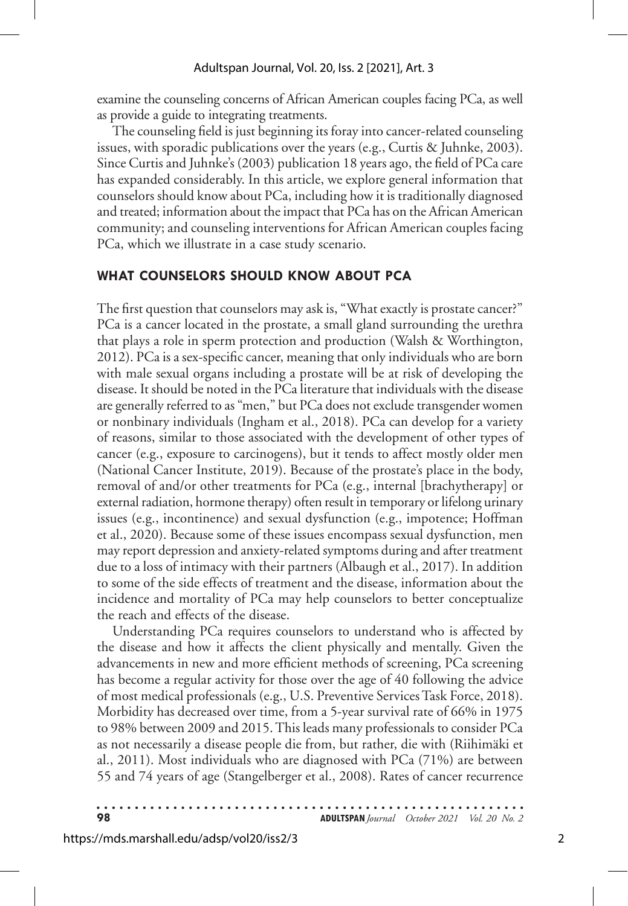examine the counseling concerns of African American couples facing PCa, as well as provide a guide to integrating treatments.

The counseling field is just beginning its foray into cancer-related counseling issues, with sporadic publications over the years (e.g., Curtis & Juhnke, 2003). Since Curtis and Juhnke's (2003) publication 18 years ago, the field of PCa care has expanded considerably. In this article, we explore general information that counselors should know about PCa, including how it is traditionally diagnosed and treated; information about the impact that PCa has on the African American community; and counseling interventions for African American couples facing PCa, which we illustrate in a case study scenario.

## WHAT COUNSELORS SHOULD KNOW ABOUT PCA

The first question that counselors may ask is, "What exactly is prostate cancer?" PCa is a cancer located in the prostate, a small gland surrounding the urethra that plays a role in sperm protection and production (Walsh & Worthington, 2012). PCa is a sex-specific cancer, meaning that only individuals who are born with male sexual organs including a prostate will be at risk of developing the disease. It should be noted in the PCa literature that individuals with the disease are generally referred to as "men," but PCa does not exclude transgender women or nonbinary individuals (Ingham et al., 2018). PCa can develop for a variety of reasons, similar to those associated with the development of other types of cancer (e.g., exposure to carcinogens), but it tends to affect mostly older men (National Cancer Institute, 2019). Because of the prostate's place in the body, removal of and/or other treatments for PCa (e.g., internal [brachytherapy] or external radiation, hormone therapy) often result in temporary or lifelong urinary issues (e.g., incontinence) and sexual dysfunction (e.g., impotence; Hoffman et al., 2020). Because some of these issues encompass sexual dysfunction, men may report depression and anxiety-related symptoms during and after treatment due to a loss of intimacy with their partners (Albaugh et al., 2017). In addition to some of the side effects of treatment and the disease, information about the incidence and mortality of PCa may help counselors to better conceptualize the reach and effects of the disease.

Understanding PCa requires counselors to understand who is affected by the disease and how it affects the client physically and mentally. Given the advancements in new and more efficient methods of screening, PCa screening has become a regular activity for those over the age of 40 following the advice of most medical professionals (e.g., U.S. Preventive Services Task Force, 2018). Morbidity has decreased over time, from a 5-year survival rate of 66% in 1975 to 98% between 2009 and 2015. This leads many professionals to consider PCa as not necessarily a disease people die from, but rather, die with (Riihimäki et al., 2011). Most individuals who are diagnosed with PCa (71%) are between 55 and 74 years of age (Stangelberger et al., 2008). Rates of cancer recurrence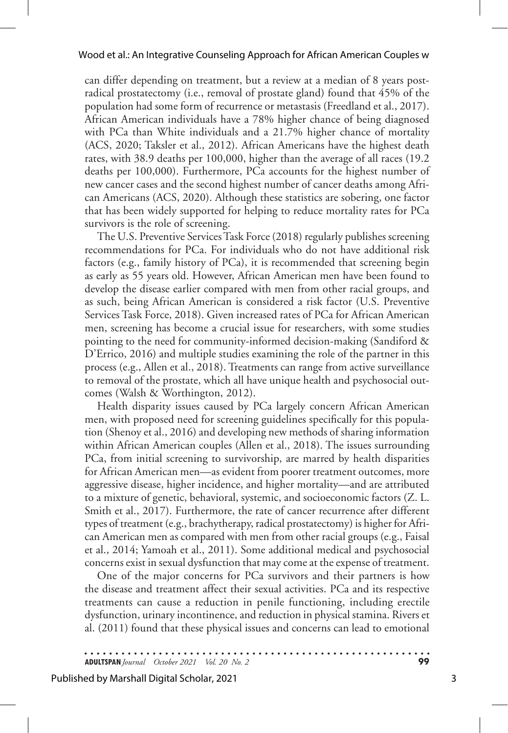can differ depending on treatment, but a review at a median of 8 years post-radical prostatectomy (i.e., removal of prostate gland) found that 45% of the population had some form of recurrence or metastasis (Freedland et al., 2017). African American individuals have a 78% higher chance of being diagnosed with PCa than White individuals and a 21.7% higher chance of mortality (ACS, 2020; Taksler et al., 2012). African Americans have the highest death rates, with 38.9 deaths per 100,000, higher than the average of all races (19.2 deaths per 100,000). Furthermore, PCa accounts for the highest number of new cancer cases and the second highest number of cancer deaths among African Americans (ACS, 2020). Although these statistics are sobering, one factor that has been widely supported for helping to reduce mortality rates for PCa survivors is the role of screening.

The U.S. Preventive Services Task Force (2018) regularly publishes screening recommendations for PCa. For individuals who do not have additional risk factors (e.g., family history of PCa), it is recommended that screening begin as early as 55 years old. However, African American men have been found to develop the disease earlier compared with men from other racial groups, and as such, being African American is considered a risk factor (U.S. Preventive Services Task Force, 2018). Given increased rates of PCa for African American men, screening has become a crucial issue for researchers, with some studies pointing to the need for community-informed decision-making (Sandiford & D'Errico, 2016) and multiple studies examining the role of the partner in this process (e.g., Allen et al., 2018). Treatments can range from active surveillance to removal of the prostate, which all have unique health and psychosocial outcomes (Walsh & Worthington, 2012).

Health disparity issues caused by PCa largely concern African American men, with proposed need for screening guidelines specifically for this population (Shenoy et al., 2016) and developing new methods of sharing information within African American couples (Allen et al., 2018). The issues surrounding PCa, from initial screening to survivorship, are marred by health disparities for African American men—as evident from poorer treatment outcomes, more aggressive disease, higher incidence, and higher mortality—and are attributed to a mixture of genetic, behavioral, systemic, and socioeconomic factors (Z. L. Smith et al., 2017). Furthermore, the rate of cancer recurrence after different types of treatment (e.g., brachytherapy, radical prostatectomy) is higher for African American men as compared with men from other racial groups (e.g., Faisal et al., 2014; Yamoah et al., 2011). Some additional medical and psychosocial concerns exist in sexual dysfunction that may come at the expense of treatment.

One of the major concerns for PCa survivors and their partners is how the disease and treatment affect their sexual activities. PCa and its respective treatments can cause a reduction in penile functioning, including erectile dysfunction, urinary incontinence, and reduction in physical stamina. Rivers et al. (2011) found that these physical issues and concerns can lead to emotional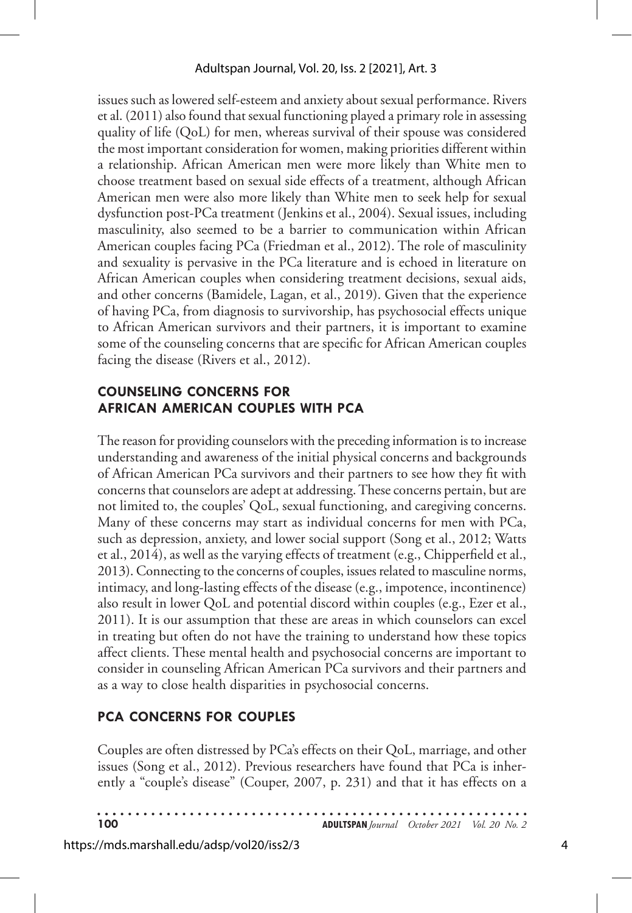issues such as lowered self-esteem and anxiety about sexual performance. Rivers et al. (2011) also found that sexual functioning played a primary role in assessing quality of life (QoL) for men, whereas survival of their spouse was considered the most important consideration for women, making priorities different within a relationship. African American men were more likely than White men to choose treatment based on sexual side effects of a treatment, although African American men were also more likely than White men to seek help for sexual dysfunction post-PCa treatment (Jenkins et al., 2004). Sexual issues, including masculinity, also seemed to be a barrier to communication within African American couples facing PCa (Friedman et al., 2012). The role of masculinity and sexuality is pervasive in the PCa literature and is echoed in literature on African American couples when considering treatment decisions, sexual aids, and other concerns (Bamidele, Lagan, et al., 2019). Given that the experience of having PCa, from diagnosis to survivorship, has psychosocial effects unique to African American survivors and their partners, it is important to examine some of the counseling concerns that are specific for African American couples facing the disease (Rivers et al., 2012).

## COUNSELING CONCERNS FOR AFRICAN AMERICAN COUPLES WITH PCA

The reason for providing counselors with the preceding information is to increase understanding and awareness of the initial physical concerns and backgrounds of African American PCa survivors and their partners to see how they fit with concerns that counselors are adept at addressing. These concerns pertain, but are not limited to, the couples' QoL, sexual functioning, and caregiving concerns. Many of these concerns may start as individual concerns for men with PCa, such as depression, anxiety, and lower social support (Song et al., 2012; Watts et al., 2014), as well as the varying effects of treatment (e.g., Chipperfield et al., 2013). Connecting to the concerns of couples, issues related to masculine norms, intimacy, and long-lasting effects of the disease (e.g., impotence, incontinence) also result in lower QoL and potential discord within couples (e.g., Ezer et al., 2011). It is our assumption that these are areas in which counselors can excel in treating but often do not have the training to understand how these topics affect clients. These mental health and psychosocial concerns are important to consider in counseling African American PCa survivors and their partners and as a way to close health disparities in psychosocial concerns.

## PCA CONCERNS FOR COUPLES

Couples are often distressed by PCa's effects on their QoL, marriage, and other issues (Song et al., 2012). Previous researchers have found that PCa is inherently a "couple's disease" (Couper, 2007, p. 231) and that it has effects on a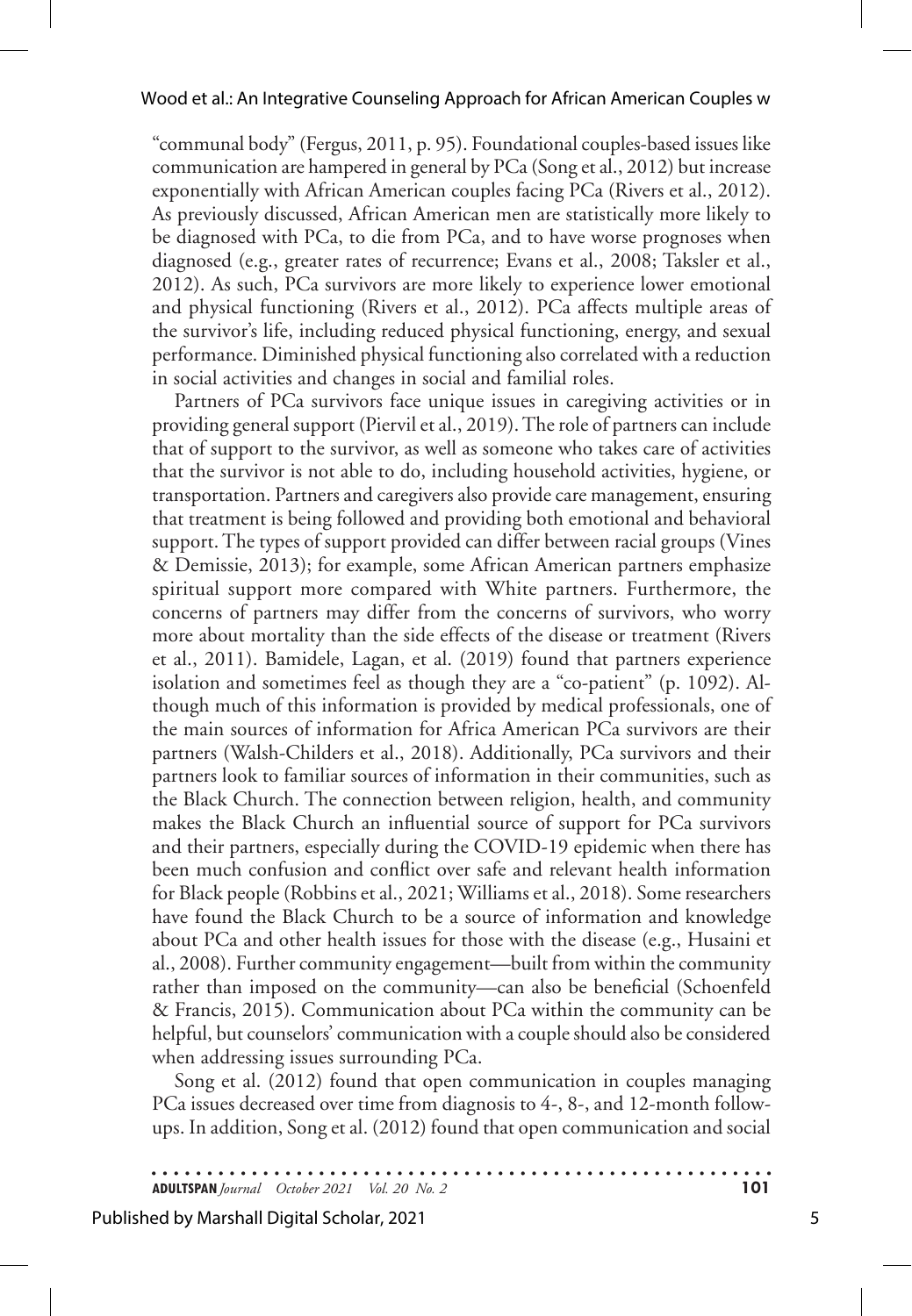"communal body" (Fergus, 2011, p. 95). Foundational couples-based issues like communication are hampered in general by PCa (Song et al., 2012) but increase exponentially with African American couples facing PCa (Rivers et al., 2012). As previously discussed, African American men are statistically more likely to be diagnosed with PCa, to die from PCa, and to have worse prognoses when diagnosed (e.g., greater rates of recurrence; Evans et al., 2008; Taksler et al., 2012). As such, PCa survivors are more likely to experience lower emotional and physical functioning (Rivers et al., 2012). PCa affects multiple areas of the survivor's life, including reduced physical functioning, energy, and sexual performance. Diminished physical functioning also correlated with a reduction in social activities and changes in social and familial roles.

Partners of PCa survivors face unique issues in caregiving activities or in providing general support (Piervil et al., 2019). The role of partners can include that of support to the survivor, as well as someone who takes care of activities that the survivor is not able to do, including household activities, hygiene, or transportation. Partners and caregivers also provide care management, ensuring that treatment is being followed and providing both emotional and behavioral support. The types of support provided can differ between racial groups (Vines & Demissie, 2013); for example, some African American partners emphasize spiritual support more compared with White partners. Furthermore, the concerns of partners may differ from the concerns of survivors, who worry more about mortality than the side effects of the disease or treatment (Rivers et al., 2011). Bamidele, Lagan, et al. (2019) found that partners experience isolation and sometimes feel as though they are a "co-patient" (p. 1092). Although much of this information is provided by medical professionals, one of the main sources of information for Africa American PCa survivors are their partners (Walsh-Childers et al., 2018). Additionally, PCa survivors and their partners look to familiar sources of information in their communities, such as the Black Church. The connection between religion, health, and community makes the Black Church an influential source of support for PCa survivors and their partners, especially during the COVID-19 epidemic when there has been much confusion and conflict over safe and relevant health information for Black people (Robbins et al., 2021; Williams et al., 2018). Some researchers have found the Black Church to be a source of information and knowledge about PCa and other health issues for those with the disease (e.g., Husaini et al., 2008). Further community engagement—built from within the community rather than imposed on the community—can also be beneficial (Schoenfeld & Francis, 2015). Communication about PCa within the community can be helpful, but counselors' communication with a couple should also be considered when addressing issues surrounding PCa.

Song et al. (2012) found that open communication in couples managing PCa issues decreased over time from diagnosis to 4-, 8-, and 12-month follow-ups. In addition, Song et al. (2012) found that open communication and social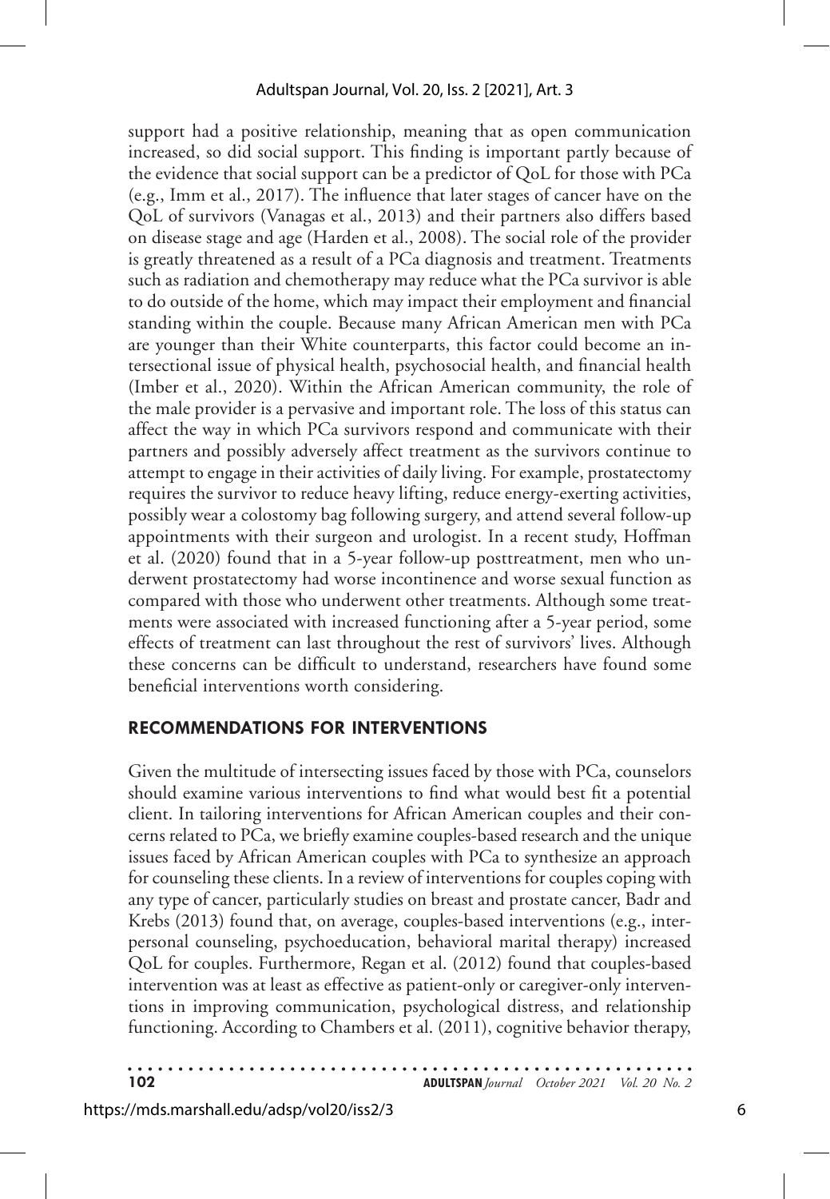support had a positive relationship, meaning that as open communication increased, so did social support. This finding is important partly because of the evidence that social support can be a predictor of QoL for those with PCa (e.g., Imm et al., 2017). The influence that later stages of cancer have on the QoL of survivors (Vanagas et al., 2013) and their partners also differs based on disease stage and age (Harden et al., 2008). The social role of the provider is greatly threatened as a result of a PCa diagnosis and treatment. Treatments such as radiation and chemotherapy may reduce what the PCa survivor is able to do outside of the home, which may impact their employment and financial standing within the couple. Because many African American men with PCa are younger than their White counterparts, this factor could become an intersectional issue of physical health, psychosocial health, and financial health (Imber et al., 2020). Within the African American community, the role of the male provider is a pervasive and important role. The loss of this status can affect the way in which PCa survivors respond and communicate with their partners and possibly adversely affect treatment as the survivors continue to attempt to engage in their activities of daily living. For example, prostatectomy requires the survivor to reduce heavy lifting, reduce energy-exerting activities, possibly wear a colostomy bag following surgery, and attend several follow-up appointments with their surgeon and urologist. In a recent study, Hoffman et al. (2020) found that in a 5-year follow-up posttreatment, men who underwent prostatectomy had worse incontinence and worse sexual function as compared with those who underwent other treatments. Although some treatments were associated with increased functioning after a 5-year period, some effects of treatment can last throughout the rest of survivors' lives. Although these concerns can be difficult to understand, researchers have found some beneficial interventions worth considering.

## RECOMMENDATIONS FOR INTERVENTIONS

Given the multitude of intersecting issues faced by those with PCa, counselors should examine various interventions to find what would best fit a potential client. In tailoring interventions for African American couples and their concerns related to PCa, we briefly examine couples-based research and the unique issues faced by African American couples with PCa to synthesize an approach for counseling these clients. In a review of interventions for couples coping with any type of cancer, particularly studies on breast and prostate cancer, Badr and Krebs (2013) found that, on average, couples-based interventions (e.g., interpersonal counseling, psychoeducation, behavioral marital therapy) increased QoL for couples. Furthermore, Regan et al. (2012) found that couples-based intervention was at least as effective as patient-only or caregiver-only interventions in improving communication, psychological distress, and relationship functioning. According to Chambers et al. (2011), cognitive behavior therapy,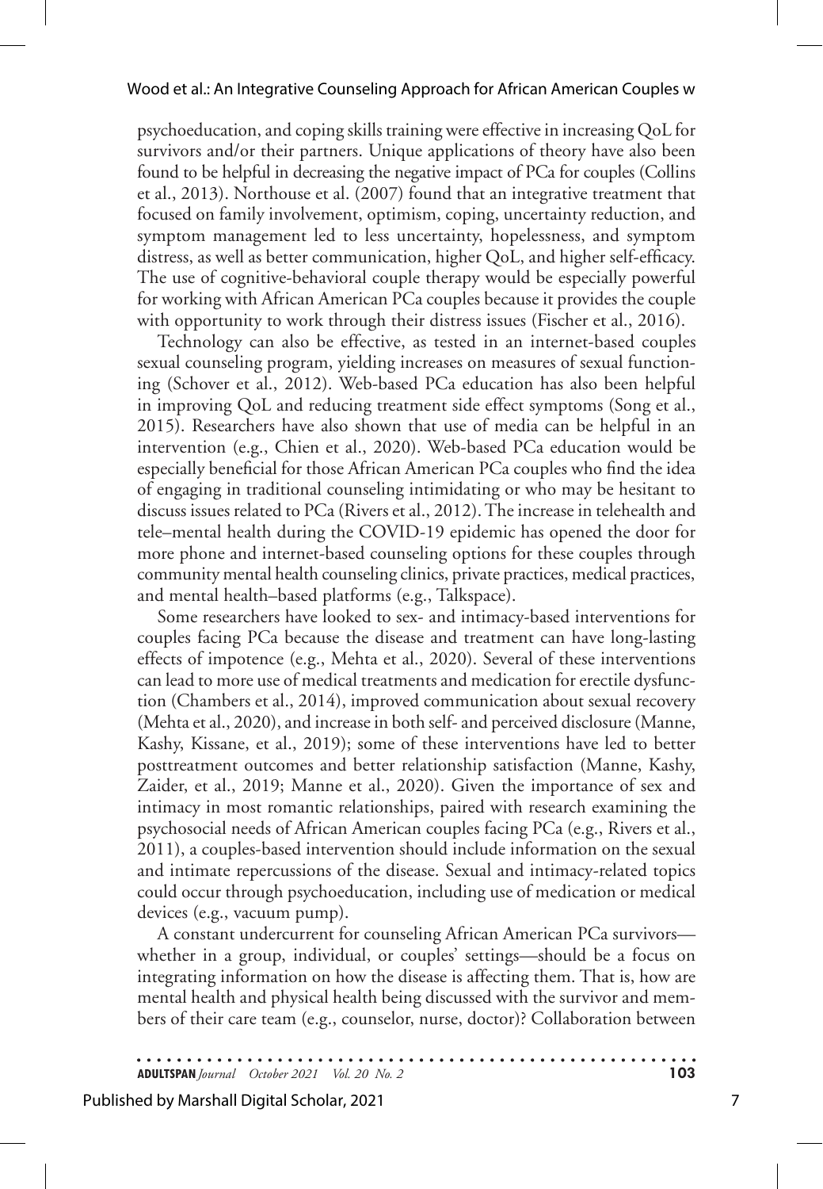psychoeducation, and coping skills training were effective in increasing QoL for survivors and/or their partners. Unique applications of theory have also been found to be helpful in decreasing the negative impact of PCa for couples (Collins et al., 2013). Northouse et al. (2007) found that an integrative treatment that focused on family involvement, optimism, coping, uncertainty reduction, and symptom management led to less uncertainty, hopelessness, and symptom distress, as well as better communication, higher QoL, and higher self-efficacy. The use of cognitive-behavioral couple therapy would be especially powerful for working with African American PCa couples because it provides the couple with opportunity to work through their distress issues (Fischer et al., 2016).

Technology can also be effective, as tested in an internet-based couples sexual counseling program, yielding increases on measures of sexual functioning (Schover et al., 2012). Web-based PCa education has also been helpful in improving QoL and reducing treatment side effect symptoms (Song et al., 2015). Researchers have also shown that use of media can be helpful in an intervention (e.g., Chien et al., 2020). Web-based PCa education would be especially beneficial for those African American PCa couples who find the idea of engaging in traditional counseling intimidating or who may be hesitant to discuss issues related to PCa (Rivers et al., 2012). The increase in telehealth and tele–mental health during the COVID-19 epidemic has opened the door for more phone and internet-based counseling options for these couples through community mental health counseling clinics, private practices, medical practices, and mental health–based platforms (e.g., Talkspace).

Some researchers have looked to sex- and intimacy-based interventions for couples facing PCa because the disease and treatment can have long-lasting effects of impotence (e.g., Mehta et al., 2020). Several of these interventions can lead to more use of medical treatments and medication for erectile dysfunction (Chambers et al., 2014), improved communication about sexual recovery (Mehta et al., 2020), and increase in both self- and perceived disclosure (Manne, Kashy, Kissane, et al., 2019); some of these interventions have led to better posttreatment outcomes and better relationship satisfaction (Manne, Kashy, Zaider, et al., 2019; Manne et al., 2020). Given the importance of sex and intimacy in most romantic relationships, paired with research examining the psychosocial needs of African American couples facing PCa (e.g., Rivers et al., 2011), a couples-based intervention should include information on the sexual and intimate repercussions of the disease. Sexual and intimacy-related topics could occur through psychoeducation, including use of medication or medical devices (e.g., vacuum pump).

A constant undercurrent for counseling African American PCa survivors—whether in a group, individual, or couples' settings—should be a focus on integrating information on how the disease is affecting them. That is, how are mental health and physical health being discussed with the survivor and members of their care team (e.g., counselor, nurse, doctor)? Collaboration between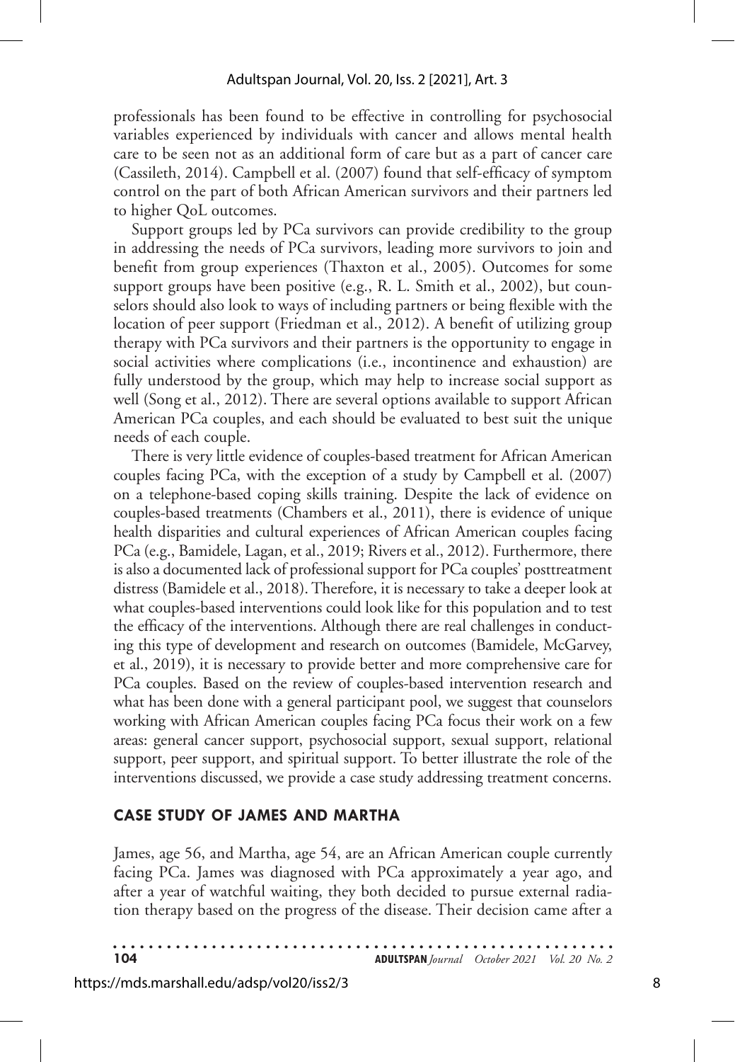professionals has been found to be effective in controlling for psychosocial variables experienced by individuals with cancer and allows mental health care to be seen not as an additional form of care but as a part of cancer care (Cassileth, 2014). Campbell et al. (2007) found that self-efficacy of symptom control on the part of both African American survivors and their partners led to higher QoL outcomes.

Support groups led by PCa survivors can provide credibility to the group in addressing the needs of PCa survivors, leading more survivors to join and benefit from group experiences (Thaxton et al., 2005). Outcomes for some support groups have been positive (e.g., R. L. Smith et al., 2002), but counselors should also look to ways of including partners or being flexible with the location of peer support (Friedman et al., 2012). A benefit of utilizing group therapy with PCa survivors and their partners is the opportunity to engage in social activities where complications (i.e., incontinence and exhaustion) are fully understood by the group, which may help to increase social support as well (Song et al., 2012). There are several options available to support African American PCa couples, and each should be evaluated to best suit the unique needs of each couple.

There is very little evidence of couples-based treatment for African American couples facing PCa, with the exception of a study by Campbell et al. (2007) on a telephone-based coping skills training. Despite the lack of evidence on couples-based treatments (Chambers et al., 2011), there is evidence of unique health disparities and cultural experiences of African American couples facing PCa (e.g., Bamidele, Lagan, et al., 2019; Rivers et al., 2012). Furthermore, there is also a documented lack of professional support for PCa couples' posttreatment distress (Bamidele et al., 2018). Therefore, it is necessary to take a deeper look at what couples-based interventions could look like for this population and to test the efficacy of the interventions. Although there are real challenges in conducting this type of development and research on outcomes (Bamidele, McGarvey, et al., 2019), it is necessary to provide better and more comprehensive care for PCa couples. Based on the review of couples-based intervention research and what has been done with a general participant pool, we suggest that counselors working with African American couples facing PCa focus their work on a few areas: general cancer support, psychosocial support, sexual support, relational support, peer support, and spiritual support. To better illustrate the role of the interventions discussed, we provide a case study addressing treatment concerns.

## CASE STUDY OF JAMES AND MARTHA

James, age 56, and Martha, age 54, are an African American couple currently facing PCa. James was diagnosed with PCa approximately a year ago, and after a year of watchful waiting, they both decided to pursue external radiation therapy based on the progress of the disease. Their decision came after a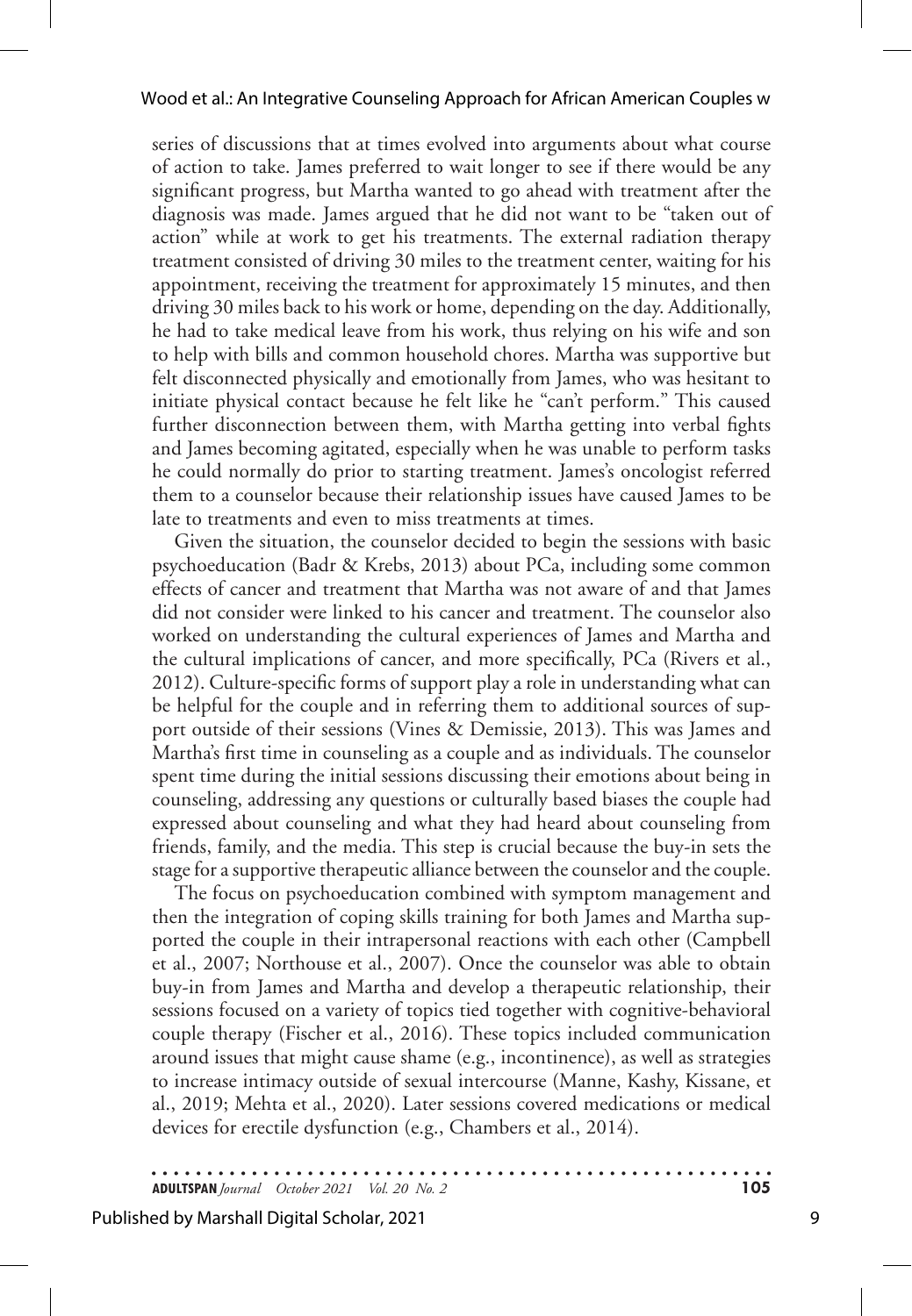series of discussions that at times evolved into arguments about what course of action to take. James preferred to wait longer to see if there would be any significant progress, but Martha wanted to go ahead with treatment after the diagnosis was made. James argued that he did not want to be "taken out of action" while at work to get his treatments. The external radiation therapy treatment consisted of driving 30 miles to the treatment center, waiting for his appointment, receiving the treatment for approximately 15 minutes, and then driving 30 miles back to his work or home, depending on the day. Additionally, he had to take medical leave from his work, thus relying on his wife and son to help with bills and common household chores. Martha was supportive but felt disconnected physically and emotionally from James, who was hesitant to initiate physical contact because he felt like he "can't perform." This caused further disconnection between them, with Martha getting into verbal fights and James becoming agitated, especially when he was unable to perform tasks he could normally do prior to starting treatment. James's oncologist referred them to a counselor because their relationship issues have caused James to be late to treatments and even to miss treatments at times.

Given the situation, the counselor decided to begin the sessions with basic psychoeducation (Badr & Krebs, 2013) about PCa, including some common effects of cancer and treatment that Martha was not aware of and that James did not consider were linked to his cancer and treatment. The counselor also worked on understanding the cultural experiences of James and Martha and the cultural implications of cancer, and more specifically, PCa (Rivers et al., 2012). Culture-specific forms of support play a role in understanding what can be helpful for the couple and in referring them to additional sources of support outside of their sessions (Vines & Demissie, 2013). This was James and Martha's first time in counseling as a couple and as individuals. The counselor spent time during the initial sessions discussing their emotions about being in counseling, addressing any questions or culturally based biases the couple had expressed about counseling and what they had heard about counseling from friends, family, and the media. This step is crucial because the buy-in sets the stage for a supportive therapeutic alliance between the counselor and the couple.

The focus on psychoeducation combined with symptom management and then the integration of coping skills training for both James and Martha supported the couple in their intrapersonal reactions with each other (Campbell et al., 2007; Northouse et al., 2007). Once the counselor was able to obtain buy-in from James and Martha and develop a therapeutic relationship, their sessions focused on a variety of topics tied together with cognitive-behavioral couple therapy (Fischer et al., 2016). These topics included communication around issues that might cause shame (e.g., incontinence), as well as strategies to increase intimacy outside of sexual intercourse (Manne, Kashy, Kissane, et al., 2019; Mehta et al., 2020). Later sessions covered medications or medical devices for erectile dysfunction (e.g., Chambers et al., 2014).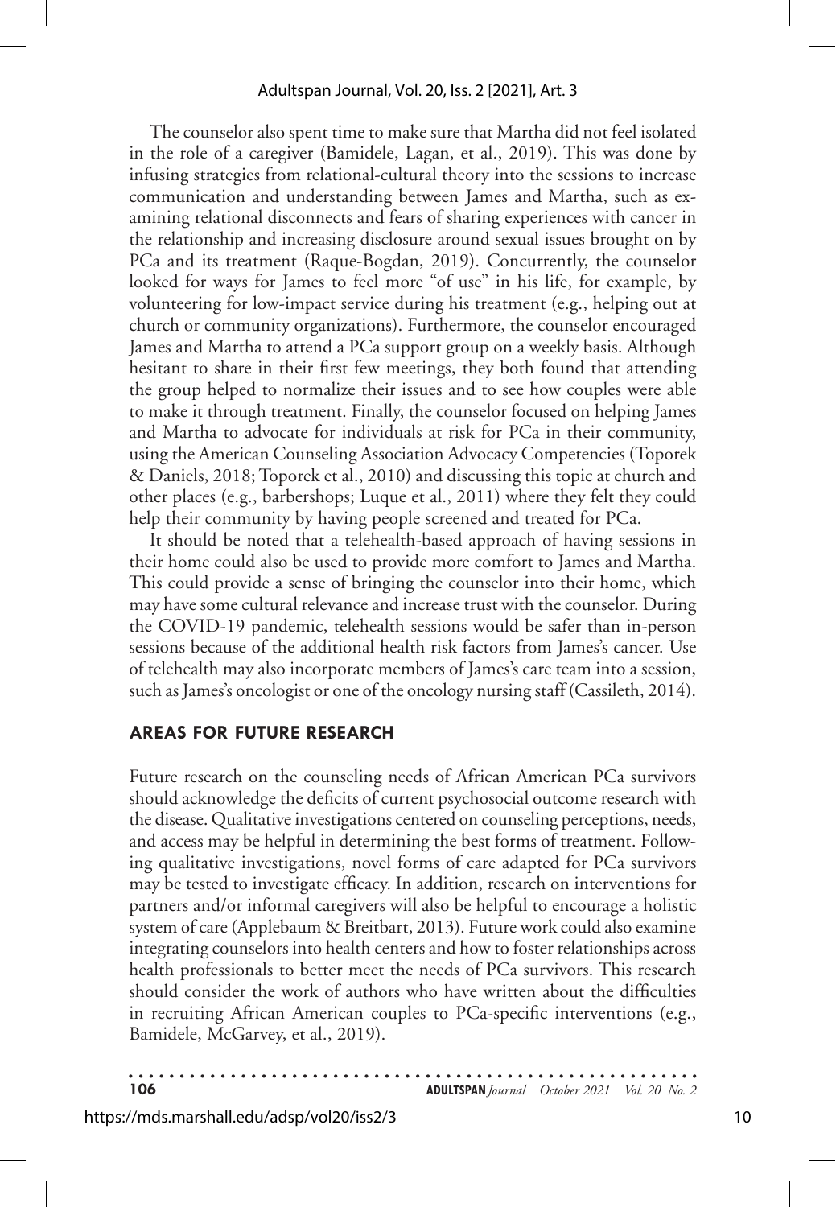The counselor also spent time to make sure that Martha did not feel isolated in the role of a caregiver (Bamidele, Lagan, et al., 2019). This was done by infusing strategies from relational-cultural theory into the sessions to increase communication and understanding between James and Martha, such as examining relational disconnects and fears of sharing experiences with cancer in the relationship and increasing disclosure around sexual issues brought on by PCa and its treatment (Raque-Bogdan, 2019). Concurrently, the counselor looked for ways for James to feel more "of use" in his life, for example, by volunteering for low-impact service during his treatment (e.g., helping out at church or community organizations). Furthermore, the counselor encouraged James and Martha to attend a PCa support group on a weekly basis. Although hesitant to share in their first few meetings, they both found that attending the group helped to normalize their issues and to see how couples were able to make it through treatment. Finally, the counselor focused on helping James and Martha to advocate for individuals at risk for PCa in their community, using the American Counseling Association Advocacy Competencies (Toporek & Daniels, 2018; Toporek et al., 2010) and discussing this topic at church and other places (e.g., barbershops; Luque et al., 2011) where they felt they could help their community by having people screened and treated for PCa.

It should be noted that a telehealth-based approach of having sessions in their home could also be used to provide more comfort to James and Martha. This could provide a sense of bringing the counselor into their home, which may have some cultural relevance and increase trust with the counselor. During the COVID-19 pandemic, telehealth sessions would be safer than in-person sessions because of the additional health risk factors from James's cancer. Use of telehealth may also incorporate members of James's care team into a session, such as James's oncologist or one of the oncology nursing staff (Cassileth, 2014).

## AREAS FOR FUTURE RESEARCH

Future research on the counseling needs of African American PCa survivors should acknowledge the deficits of current psychosocial outcome research with the disease. Qualitative investigations centered on counseling perceptions, needs, and access may be helpful in determining the best forms of treatment. Following qualitative investigations, novel forms of care adapted for PCa survivors may be tested to investigate efficacy. In addition, research on interventions for partners and/or informal caregivers will also be helpful to encourage a holistic system of care (Applebaum & Breitbart, 2013). Future work could also examine integrating counselors into health centers and how to foster relationships across health professionals to better meet the needs of PCa survivors. This research should consider the work of authors who have written about the difficulties in recruiting African American couples to PCa-specific interventions (e.g., Bamidele, McGarvey, et al., 2019).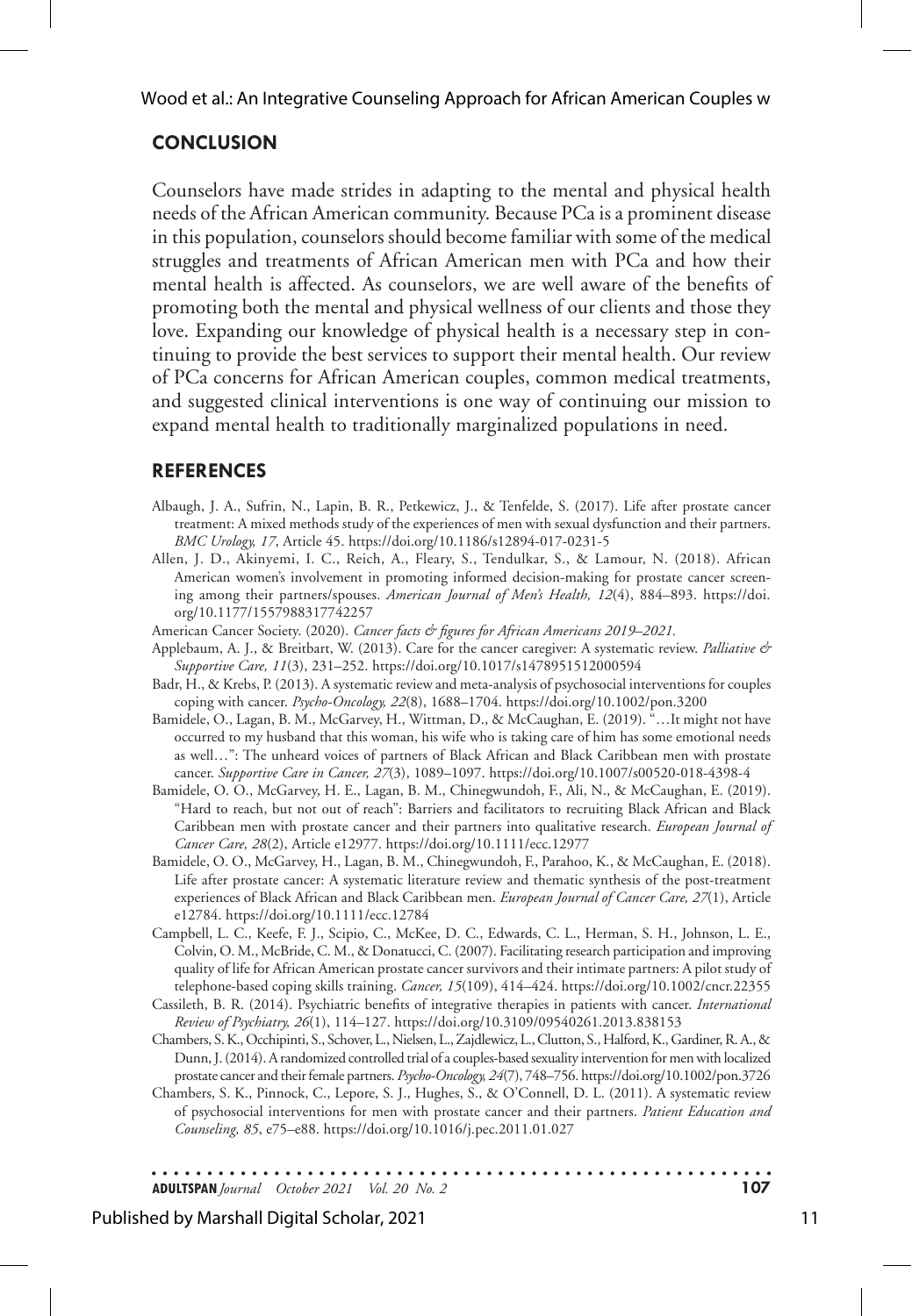## CONCLUSION

Counselors have made strides in adapting to the mental and physical health needs of the African American community. Because PCa is a prominent disease in this population, counselors should become familiar with some of the medical struggles and treatments of African American men with PCa and how their mental health is affected. As counselors, we are well aware of the benefits of promoting both the mental and physical wellness of our clients and those they love. Expanding our knowledge of physical health is a necessary step in continuing to provide the best services to support their mental health. Our review of PCa concerns for African American couples, common medical treatments, and suggested clinical interventions is one way of continuing our mission to expand mental health to traditionally marginalized populations in need.

## REFERENCES

Albaugh, J. A., Sufrin, N., Lapin, B. R., Petkewicz, J., & Tenfelde, S. (2017). Life after prostate cancer treatment: A mixed methods study of the experiences of men with sexual dysfunction and their partners. *BMC Urology, 17*, Article 45. https://doi.org/10.1186/s12894-017-0231-5

Allen, J. D., Akinyemi, I. C., Reich, A., Fleary, S., Tendulkar, S., & Lamour, N. (2018). African American women's involvement in promoting informed decision-making for prostate cancer screening among their partners/spouses. *American Journal of Men's Health, 12*(4), 884–893. https://doi.org/10.1177/1557988317742257

American Cancer Society. (2020). *Cancer facts & figures for African Americans 2019–2021.*

Applebaum, A. J., & Breitbart, W. (2013). Care for the cancer caregiver: A systematic review. *Palliative & Supportive Care, 11*(3), 231–252. https://doi.org/10.1017/s1478951512000594

Badr, H., & Krebs, P. (2013). A systematic review and meta-analysis of psychosocial interventions for couples coping with cancer. *Psycho-Oncology, 22*(8), 1688–1704. https://doi.org/10.1002/pon.3200

Bamidele, O., Lagan, B. M., McGarvey, H., Wittman, D., & McCaughan, E. (2019). "…It might not have occurred to my husband that this woman, his wife who is taking care of him has some emotional needs as well…": The unheard voices of partners of Black African and Black Caribbean men with prostate cancer. *Supportive Care in Cancer, 27*(3), 1089–1097. https://doi.org/10.1007/s00520-018-4398-4

Bamidele, O. O., McGarvey, H. E., Lagan, B. M., Chinegwundoh, F., Ali, N., & McCaughan, E. (2019). "Hard to reach, but not out of reach": Barriers and facilitators to recruiting Black African and Black Caribbean men with prostate cancer and their partners into qualitative research. *European Journal of Cancer Care, 28*(2), Article e12977. https://doi.org/10.1111/ecc.12977

Bamidele, O. O., McGarvey, H., Lagan, B. M., Chinegwundoh, F., Parahoo, K., & McCaughan, E. (2018). Life after prostate cancer: A systematic literature review and thematic synthesis of the post-treatment experiences of Black African and Black Caribbean men. *European Journal of Cancer Care, 27*(1), Article e12784. https://doi.org/10.1111/ecc.12784

Campbell, L. C., Keefe, F. J., Scipio, C., McKee, D. C., Edwards, C. L., Herman, S. H., Johnson, L. E., Colvin, O. M., McBride, C. M., & Donatucci, C. (2007). Facilitating research participation and improving quality of life for African American prostate cancer survivors and their intimate partners: A pilot study of telephone-based coping skills training. *Cancer, 15*(109), 414–424. https://doi.org/10.1002/cncr.22355

Cassileth, B. R. (2014). Psychiatric benefits of integrative therapies in patients with cancer. *International Review of Psychiatry, 26*(1), 114–127. https://doi.org/10.3109/09540261.2013.838153

Chambers, S. K., Occhipinti, S., Schover, L., Nielsen, L., Zajdlewicz, L., Clutton, S., Halford, K., Gardiner, R. A., & Dunn, J. (2014). A randomized controlled trial of a couples-based sexuality intervention for men with localized prostate cancer and their female partners. *Psycho-Oncology, 24*(7), 748–756. https://doi.org/10.1002/pon.3726

Chambers, S. K., Pinnock, C., Lepore, S. J., Hughes, S., & O'Connell, D. L. (2011). A systematic review of psychosocial interventions for men with prostate cancer and their partners. *Patient Education and Counseling, 85*, e75–e88. https://doi.org/10.1016/j.pec.2011.01.027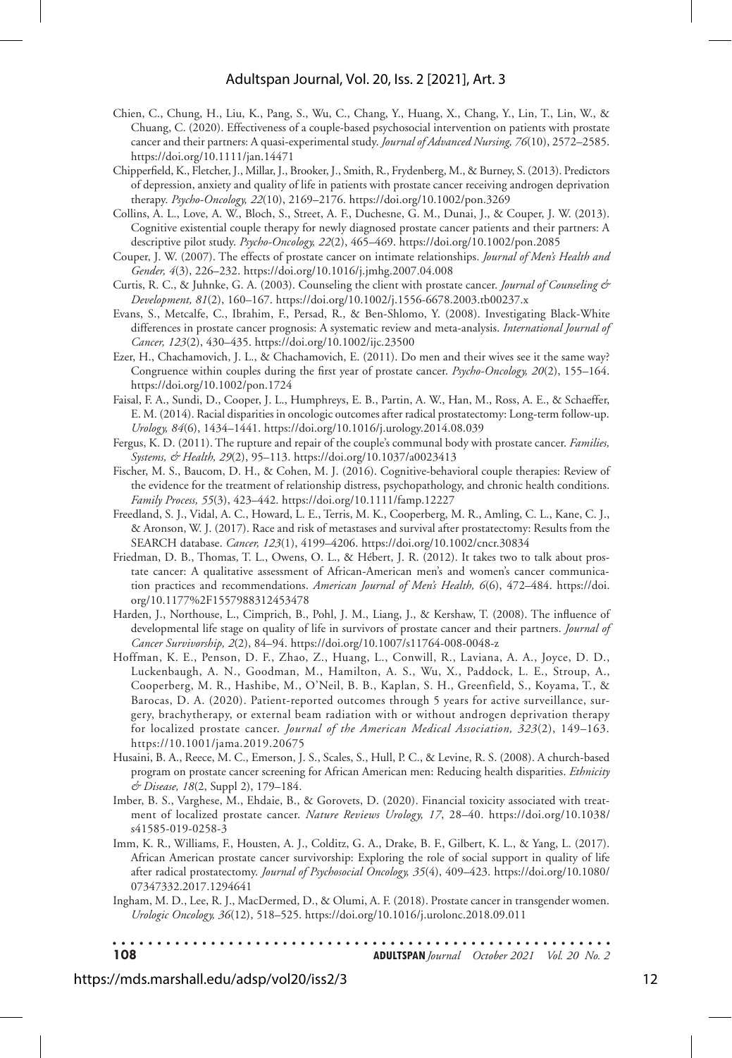Chien, C., Chung, H., Liu, K., Pang, S., Wu, C., Chang, Y., Huang, X., Chang, Y., Lin, T., Lin, W., & Chuang, C. (2020). Effectiveness of a couple-based psychosocial intervention on patients with prostate cancer and their partners: A quasi-experimental study. *Journal of Advanced Nursing, 76*(10), 2572–2585. https://doi.org/10.1111/jan.14471

Chipperfield, K., Fletcher, J., Millar, J., Brooker, J., Smith, R., Frydenberg, M., & Burney, S. (2013). Predictors of depression, anxiety and quality of life in patients with prostate cancer receiving androgen deprivation therapy. *Psycho-Oncology, 22*(10), 2169–2176. https://doi.org/10.1002/pon.3269

Collins, A. L., Love, A. W., Bloch, S., Street, A. F., Duchesne, G. M., Dunai, J., & Couper, J. W. (2013). Cognitive existential couple therapy for newly diagnosed prostate cancer patients and their partners: A descriptive pilot study. *Psycho-Oncology, 22*(2), 465–469. https://doi.org/10.1002/pon.2085

Couper, J. W. (2007). The effects of prostate cancer on intimate relationships. *Journal of Men's Health and Gender, 4*(3), 226–232. https://doi.org/10.1016/j.jmhg.2007.04.008

Curtis, R. C., & Juhnke, G. A. (2003). Counseling the client with prostate cancer. *Journal of Counseling & Development, 81*(2), 160–167. https://doi.org/10.1002/j.1556-6678.2003.tb00237.x

Evans, S., Metcalfe, C., Ibrahim, F., Persad, R., & Ben-Shlomo, Y. (2008). Investigating Black-White differences in prostate cancer prognosis: A systematic review and meta-analysis. *International Journal of Cancer, 123*(2), 430–435. https://doi.org/10.1002/ijc.23500

Ezer, H., Chachamovich, J. L., & Chachamovich, E. (2011). Do men and their wives see it the same way? Congruence within couples during the first year of prostate cancer. *Psycho-Oncology, 20*(2), 155–164. https://doi.org/10.1002/pon.1724

Faisal, F. A., Sundi, D., Cooper, J. L., Humphreys, E. B., Partin, A. W., Han, M., Ross, A. E., & Schaeffer, E. M. (2014). Racial disparities in oncologic outcomes after radical prostatectomy: Long-term follow-up. *Urology, 84*(6), 1434–1441. https://doi.org/10.1016/j.urology.2014.08.039

Fergus, K. D. (2011). The rupture and repair of the couple's communal body with prostate cancer. *Families, Systems, & Health, 29*(2), 95–113. https://doi.org/10.1037/a0023413

Fischer, M. S., Baucom, D. H., & Cohen, M. J. (2016). Cognitive-behavioral couple therapies: Review of the evidence for the treatment of relationship distress, psychopathology, and chronic health conditions. *Family Process, 55*(3), 423–442. https://doi.org/10.1111/famp.12227

Freedland, S. J., Vidal, A. C., Howard, L. E., Terris, M. K., Cooperberg, M. R., Amling, C. L., Kane, C. J., & Aronson, W. J. (2017). Race and risk of metastases and survival after prostatectomy: Results from the SEARCH database. *Cancer, 123*(1), 4199–4206. https://doi.org/10.1002/cncr.30834

Friedman, D. B., Thomas, T. L., Owens, O. L., & Hébert, J. R. (2012). It takes two to talk about prostate cancer: A qualitative assessment of African-American men's and women's cancer communication practices and recommendations. *American Journal of Men's Health, 6*(6), 472–484. https://doi.org/10.1177%2F1557988312453478

Harden, J., Northouse, L., Cimprich, B., Pohl, J. M., Liang, J., & Kershaw, T. (2008). The influence of developmental life stage on quality of life in survivors of prostate cancer and their partners. *Journal of Cancer Survivorship, 2*(2), 84–94. https://doi.org/10.1007/s11764-008-0048-z

Hoffman, K. E., Penson, D. F., Zhao, Z., Huang, L., Conwill, R., Laviana, A. A., Joyce, D. D., Luckenbaugh, A. N., Goodman, M., Hamilton, A. S., Wu, X., Paddock, L. E., Stroup, A., Cooperberg, M. R., Hashibe, M., O'Neil, B. B., Kaplan, S. H., Greenfield, S., Koyama, T., & Barocas, D. A. (2020). Patient-reported outcomes through 5 years for active surveillance, surgery, brachytherapy, or external beam radiation with or without androgen deprivation therapy for localized prostate cancer. *Journal of the American Medical Association, 323*(2), 149–163. https://10.1001/jama.2019.20675

Husaini, B. A., Reece, M. C., Emerson, J. S., Scales, S., Hull, P. C., & Levine, R. S. (2008). A church-based program on prostate cancer screening for African American men: Reducing health disparities. *Ethnicity & Disease, 18*(2, Suppl 2), 179–184.

Imber, B. S., Varghese, M., Ehdaie, B., & Gorovets, D. (2020). Financial toxicity associated with treatment of localized prostate cancer. *Nature Reviews Urology, 17*, 28–40. https://doi.org/10.1038/s41585-019-0258-3

Imm, K. R., Williams, F., Housten, A. J., Colditz, G. A., Drake, B. F., Gilbert, K. L., & Yang, L. (2017). African American prostate cancer survivorship: Exploring the role of social support in quality of life after radical prostatectomy. *Journal of Psychosocial Oncology, 35*(4), 409–423. https://doi.org/10.1080/07347332.2017.1294641

Ingham, M. D., Lee, R. J., MacDermed, D., & Olumi, A. F. (2018). Prostate cancer in transgender women. *Urologic Oncology, 36*(12), 518–525. https://doi.org/10.1016/j.urolonc.2018.09.011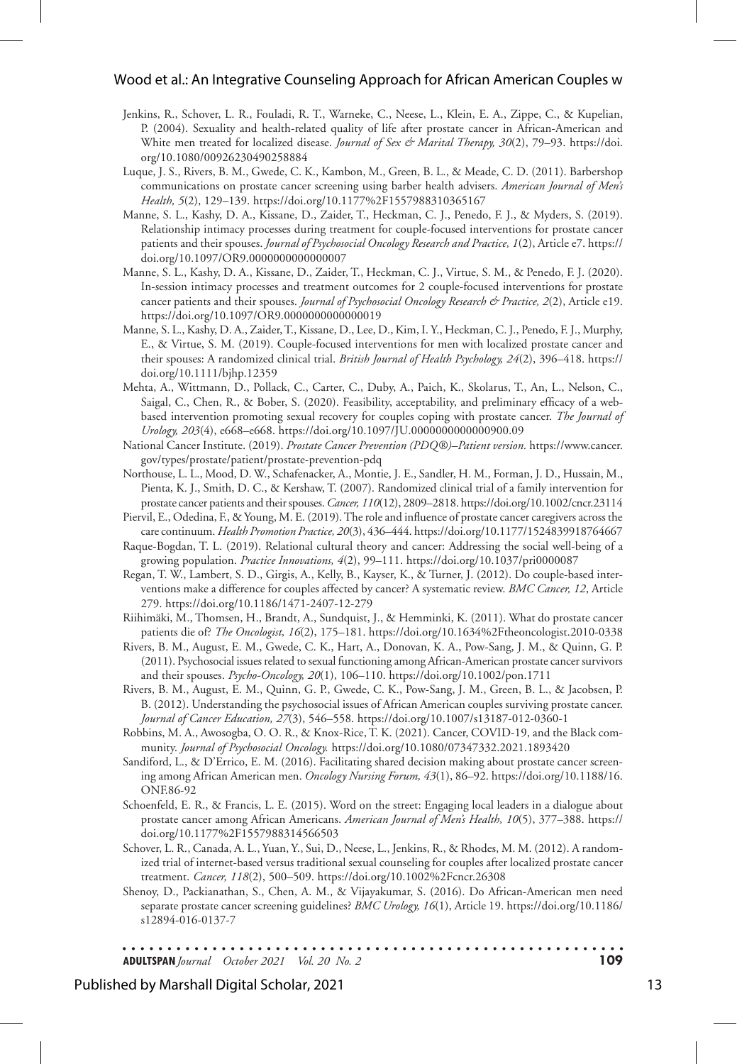Jenkins, R., Schover, L. R., Fouladi, R. T., Warneke, C., Neese, L., Klein, E. A., Zippe, C., & Kupelian, P. (2004). Sexuality and health-related quality of life after prostate cancer in African-American and White men treated for localized disease. *Journal of Sex & Marital Therapy, 30*(2), 79–93. https://doi.org/10.1080/00926230490258884

Luque, J. S., Rivers, B. M., Gwede, C. K., Kambon, M., Green, B. L., & Meade, C. D. (2011). Barbershop communications on prostate cancer screening using barber health advisers. *American Journal of Men's Health, 5*(2), 129–139. https://doi.org/10.1177%2F1557988310365167

Manne, S. L., Kashy, D. A., Kissane, D., Zaider, T., Heckman, C. J., Penedo, F. J., & Myders, S. (2019). Relationship intimacy processes during treatment for couple-focused interventions for prostate cancer patients and their spouses. *Journal of Psychosocial Oncology Research and Practice, 1*(2), Article e7. https://doi.org/10.1097/OR9.0000000000000007

Manne, S. L., Kashy, D. A., Kissane, D., Zaider, T., Heckman, C. J., Virtue, S. M., & Penedo, F. J. (2020). In-session intimacy processes and treatment outcomes for 2 couple-focused interventions for prostate cancer patients and their spouses. *Journal of Psychosocial Oncology Research & Practice, 2*(2), Article e19. https://doi.org/10.1097/OR9.0000000000000019

Manne, S. L., Kashy, D. A., Zaider, T., Kissane, D., Lee, D., Kim, I. Y., Heckman, C. J., Penedo, F. J., Murphy, E., & Virtue, S. M. (2019). Couple-focused interventions for men with localized prostate cancer and their spouses: A randomized clinical trial. *British Journal of Health Psychology, 24*(2), 396–418. https://doi.org/10.1111/bjhp.12359

Mehta, A., Wittmann, D., Pollack, C., Carter, C., Duby, A., Paich, K., Skolarus, T., An, L., Nelson, C., Saigal, C., Chen, R., & Bober, S. (2020). Feasibility, acceptability, and preliminary efficacy of a web-based intervention promoting sexual recovery for couples coping with prostate cancer. *The Journal of Urology, 203*(4), e668–e668. https://doi.org/10.1097/JU.0000000000000900.09

National Cancer Institute. (2019). *Prostate Cancer Prevention (PDQ®)–Patient version.* https://www.cancer.gov/types/prostate/patient/prostate-prevention-pdq

Northouse, L. L., Mood, D. W., Schafenacker, A., Montie, J. E., Sandler, H. M., Forman, J. D., Hussain, M., Pienta, K. J., Smith, D. C., & Kershaw, T. (2007). Randomized clinical trial of a family intervention for prostate cancer patients and their spouses. *Cancer, 110*(12), 2809–2818. https://doi.org/10.1002/cncr.23114

Piervil, E., Odedina, F., & Young, M. E. (2019). The role and influence of prostate cancer caregivers across the care continuum. *Health Promotion Practice, 20*(3), 436–444. https://doi.org/10.1177/1524839918764667

Raque-Bogdan, T. L. (2019). Relational cultural theory and cancer: Addressing the social well-being of a growing population. *Practice Innovations, 4*(2), 99–111. https://doi.org/10.1037/pri0000087

Regan, T. W., Lambert, S. D., Girgis, A., Kelly, B., Kayser, K., & Turner, J. (2012). Do couple-based interventions make a difference for couples affected by cancer? A systematic review. *BMC Cancer, 12*, Article 279. https://doi.org/10.1186/1471-2407-12-279

Riihimäki, M., Thomsen, H., Brandt, A., Sundquist, J., & Hemminki, K. (2011). What do prostate cancer patients die of? *The Oncologist, 16*(2), 175–181. https://doi.org/10.1634%2Ftheoncologist.2010-0338

Rivers, B. M., August, E. M., Gwede, C. K., Hart, A., Donovan, K. A., Pow-Sang, J. M., & Quinn, G. P. (2011). Psychosocial issues related to sexual functioning among African-American prostate cancer survivors and their spouses. *Psycho-Oncology, 20*(1), 106–110. https://doi.org/10.1002/pon.1711

Rivers, B. M., August, E. M., Quinn, G. P., Gwede, C. K., Pow-Sang, J. M., Green, B. L., & Jacobsen, P. B. (2012). Understanding the psychosocial issues of African American couples surviving prostate cancer. *Journal of Cancer Education, 27*(3), 546–558. https://doi.org/10.1007/s13187-012-0360-1

Robbins, M. A., Awosogba, O. O. R., & Knox-Rice, T. K. (2021). Cancer, COVID-19, and the Black community. *Journal of Psychosocial Oncology.* https://doi.org/10.1080/07347332.2021.1893420

Sandiford, L., & D'Errico, E. M. (2016). Facilitating shared decision making about prostate cancer screening among African American men. *Oncology Nursing Forum, 43*(1), 86–92. https://doi.org/10.1188/16.ONF.86-92

Schoenfeld, E. R., & Francis, L. E. (2015). Word on the street: Engaging local leaders in a dialogue about prostate cancer among African Americans. *American Journal of Men's Health, 10*(5), 377–388. https://doi.org/10.1177%2F1557988314566503

Schover, L. R., Canada, A. L., Yuan, Y., Sui, D., Neese, L., Jenkins, R., & Rhodes, M. M. (2012). A randomized trial of internet-based versus traditional sexual counseling for couples after localized prostate cancer treatment. *Cancer, 118*(2), 500–509. https://doi.org/10.1002%2Fcncr.26308

Shenoy, D., Packianathan, S., Chen, A. M., & Vijayakumar, S. (2016). Do African-American men need separate prostate cancer screening guidelines? *BMC Urology, 16*(1), Article 19. https://doi.org/10.1186/s12894-016-0137-7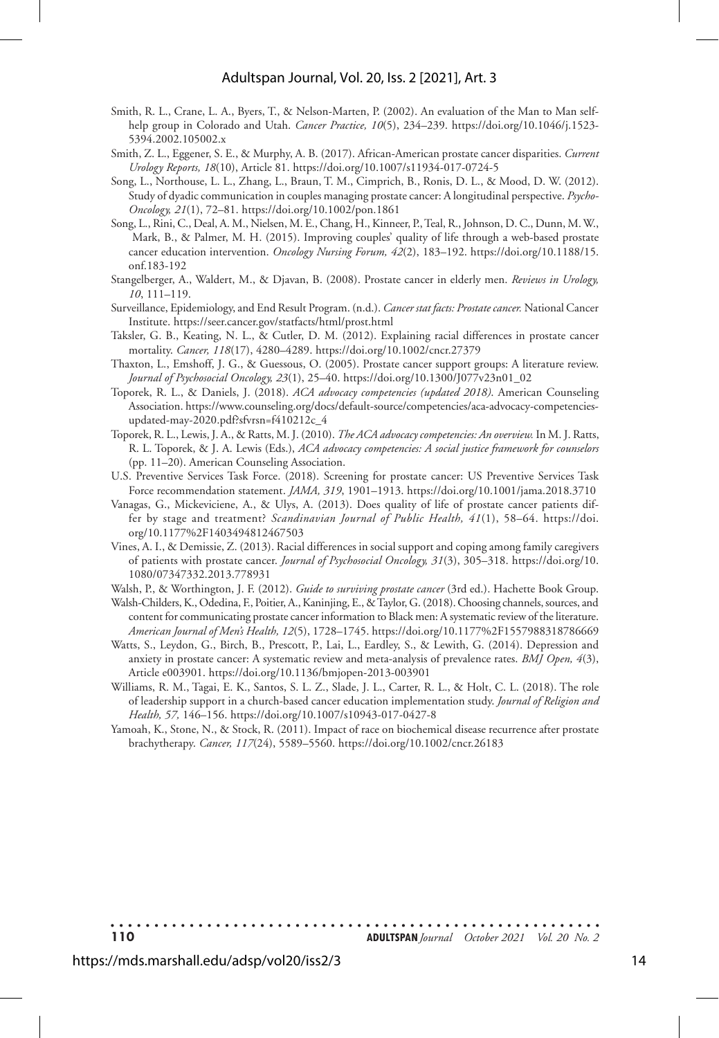Smith, R. L., Crane, L. A., Byers, T., & Nelson-Marten, P. (2002). An evaluation of the Man to Man self-help group in Colorado and Utah. *Cancer Practice, 10*(5), 234–239. https://doi.org/10.1046/j.1523-5394.2002.105002.x

Smith, Z. L., Eggener, S. E., & Murphy, A. B. (2017). African-American prostate cancer disparities. *Current Urology Reports, 18*(10), Article 81. https://doi.org/10.1007/s11934-017-0724-5

Song, L., Northouse, L. L., Zhang, L., Braun, T. M., Cimprich, B., Ronis, D. L., & Mood, D. W. (2012). Study of dyadic communication in couples managing prostate cancer: A longitudinal perspective. *Psycho-Oncology, 21*(1), 72–81. https://doi.org/10.1002/pon.1861

Song, L., Rini, C., Deal, A. M., Nielsen, M. E., Chang, H., Kinneer, P., Teal, R., Johnson, D. C., Dunn, M. W., Mark, B., & Palmer, M. H. (2015). Improving couples' quality of life through a web-based prostate cancer education intervention. *Oncology Nursing Forum, 42*(2), 183–192. https://doi.org/10.1188/15.onf.183-192

Stangelberger, A., Waldert, M., & Djavan, B. (2008). Prostate cancer in elderly men. *Reviews in Urology, 10*, 111–119.

Surveillance, Epidemiology, and End Result Program. (n.d.). *Cancer stat facts: Prostate cancer.* National Cancer Institute. https://seer.cancer.gov/statfacts/html/prost.html

Taksler, G. B., Keating, N. L., & Cutler, D. M. (2012). Explaining racial differences in prostate cancer mortality. *Cancer, 118*(17), 4280–4289. https://doi.org/10.1002/cncr.27379

Thaxton, L., Emshoff, J. G., & Guessous, O. (2005). Prostate cancer support groups: A literature review. *Journal of Psychosocial Oncology, 23*(1), 25–40. https://doi.org/10.1300/J077v23n01_02

Toporek, R. L., & Daniels, J. (2018). *ACA advocacy competencies (updated 2018).* American Counseling Association. https://www.counseling.org/docs/default-source/competencies/aca-advocacy-competencies-updated-may-2020.pdf?sfvrsn=f410212c_4

Toporek, R. L., Lewis, J. A., & Ratts, M. J. (2010). *The ACA advocacy competencies: An overview.* In M. J. Ratts, R. L. Toporek, & J. A. Lewis (Eds.), *ACA advocacy competencies: A social justice framework for counselors* (pp. 11–20). American Counseling Association.

U.S. Preventive Services Task Force. (2018). Screening for prostate cancer: US Preventive Services Task Force recommendation statement. *JAMA, 319*, 1901–1913. https://doi.org/10.1001/jama.2018.3710

Vanagas, G., Mickeviciene, A., & Ulys, A. (2013). Does quality of life of prostate cancer patients differ by stage and treatment? *Scandinavian Journal of Public Health, 41*(1), 58–64. https://doi.org/10.1177%2F1403494812467503

Vines, A. I., & Demissie, Z. (2013). Racial differences in social support and coping among family caregivers of patients with prostate cancer. *Journal of Psychosocial Oncology, 31*(3), 305–318. https://doi.org/10.1080/07347332.2013.778931

Walsh, P., & Worthington, J. F. (2012). *Guide to surviving prostate cancer* (3rd ed.). Hachette Book Group.

Walsh-Childers, K., Odedina, F., Poitier, A., Kaninjing, E., & Taylor, G. (2018). Choosing channels, sources, and content for communicating prostate cancer information to Black men: A systematic review of the literature. *American Journal of Men's Health, 12*(5), 1728–1745. https://doi.org/10.1177%2F1557988318786669

Watts, S., Leydon, G., Birch, B., Prescott, P., Lai, L., Eardley, S., & Lewith, G. (2014). Depression and anxiety in prostate cancer: A systematic review and meta-analysis of prevalence rates. *BMJ Open, 4*(3), Article e003901. https://doi.org/10.1136/bmjopen-2013-003901

Williams, R. M., Tagai, E. K., Santos, S. L. Z., Slade, J. L., Carter, R. L., & Holt, C. L. (2018). The role of leadership support in a church-based cancer education implementation study. *Journal of Religion and Health, 57,* 146–156. https://doi.org/10.1007/s10943-017-0427-8

Yamoah, K., Stone, N., & Stock, R. (2011). Impact of race on biochemical disease recurrence after prostate brachytherapy. *Cancer, 117*(24), 5589–5560. https://doi.org/10.1002/cncr.26183